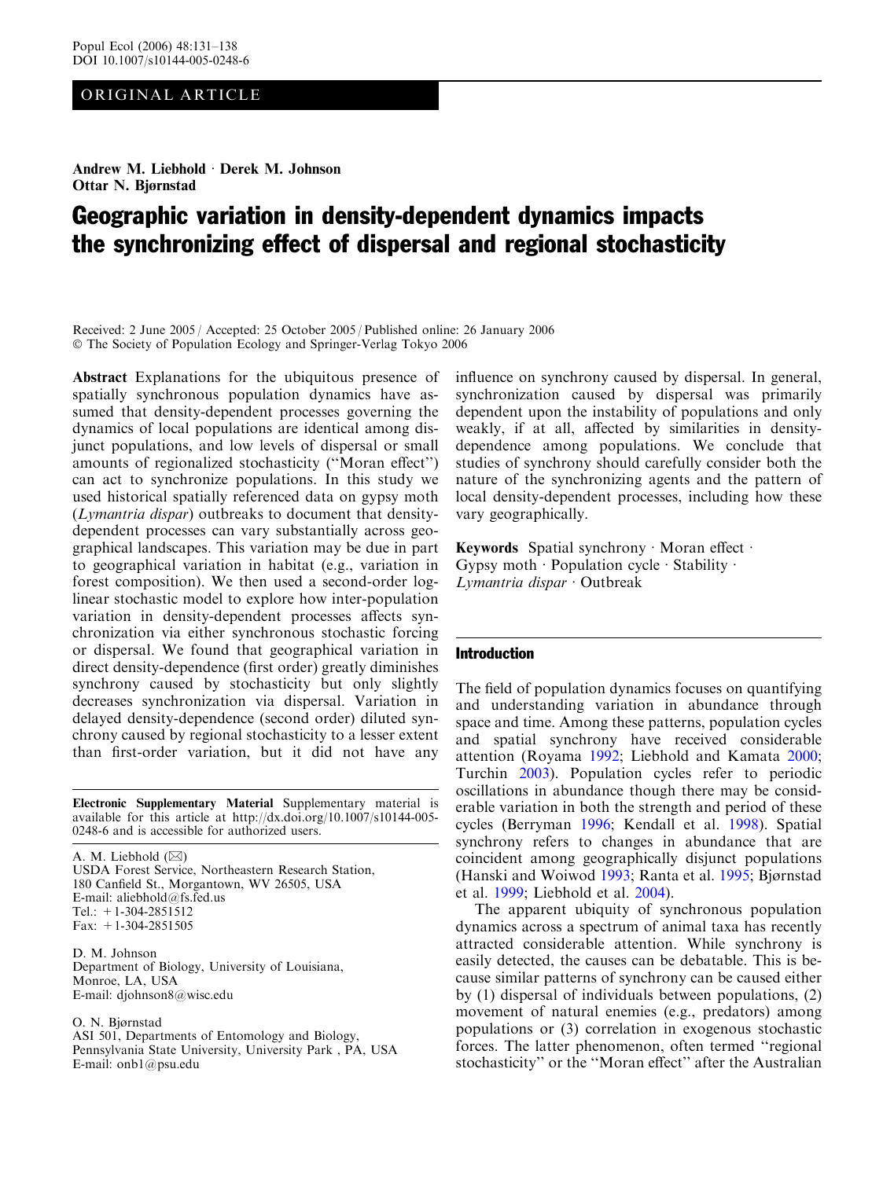ORIGINAL ARTICLE

**Andrew M. Liebhold · Derek M. Johnson**
**Ottar N. Bjørnstad**

# Geographic variation in density-dependent dynamics impacts the synchronizing effect of dispersal and regional stochasticity

Received: 2 June 2005 / Accepted: 25 October 2005 / Published online: 26 January 2006
© The Society of Population Ecology and Springer-Verlag Tokyo 2006

**Abstract** Explanations for the ubiquitous presence of spatially synchronous population dynamics have assumed that density-dependent processes governing the dynamics of local populations are identical among disjunct populations, and low levels of dispersal or small amounts of regionalized stochasticity (''Moran effect'') can act to synchronize populations. In this study we used historical spatially referenced data on gypsy moth (*Lymantria dispar*) outbreaks to document that density-dependent processes can vary substantially across geographical landscapes. This variation may be due in part to geographical variation in habitat (e.g., variation in forest composition). We then used a second-order log-linear stochastic model to explore how inter-population variation in density-dependent processes affects synchronization via either synchronous stochastic forcing or dispersal. We found that geographical variation in direct density-dependence (first order) greatly diminishes synchrony caused by stochasticity but only slightly decreases synchronization via dispersal. Variation in delayed density-dependence (second order) diluted synchrony caused by regional stochasticity to a lesser extent than first-order variation, but it did not have any influence on synchrony caused by dispersal. In general, synchronization caused by dispersal was primarily dependent upon the instability of populations and only weakly, if at all, affected by similarities in density-dependence among populations. We conclude that studies of synchrony should carefully consider both the nature of the synchronizing agents and the pattern of local density-dependent processes, including how these vary geographically.

**Keywords** Spatial synchrony · Moran effect · Gypsy moth · Population cycle · Stability · *Lymantria dispar* · Outbreak

**Electronic Supplementary Material** Supplementary material is available for this article at http://dx.doi.org/10.1007/s10144-005-0248-6 and is accessible for authorized users.

A. M. Liebhold (✉)
USDA Forest Service, Northeastern Research Station,
180 Canfield St., Morgantown, WV 26505, USA
E-mail: aliebhold@fs.fed.us
Tel.: +1-304-2851512
Fax: +1-304-2851505

D. M. Johnson
Department of Biology, University of Louisiana,
Monroe, LA, USA
E-mail: djohnson8@wisc.edu

O. N. Bjørnstad
ASI 501, Departments of Entomology and Biology,
Pennsylvania State University, University Park, PA, USA
E-mail: onb1@psu.edu

## Introduction

The field of population dynamics focuses on quantifying and understanding variation in abundance through space and time. Among these patterns, population cycles and spatial synchrony have received considerable attention (Royama 1992; Liebhold and Kamata 2000; Turchin 2003). Population cycles refer to periodic oscillations in abundance though there may be considerable variation in both the strength and period of these cycles (Berryman 1996; Kendall et al. 1998). Spatial synchrony refers to changes in abundance that are coincident among geographically disjunct populations (Hanski and Woiwod 1993; Ranta et al. 1995; Bjørnstad et al. 1999; Liebhold et al. 2004).

The apparent ubiquity of synchronous population dynamics across a spectrum of animal taxa has recently attracted considerable attention. While synchrony is easily detected, the causes can be debatable. This is because similar patterns of synchrony can be caused either by (1) dispersal of individuals between populations, (2) movement of natural enemies (e.g., predators) among populations or (3) correlation in exogenous stochastic forces. The latter phenomenon, often termed ''regional stochasticity'' or the ''Moran effect'' after the Australian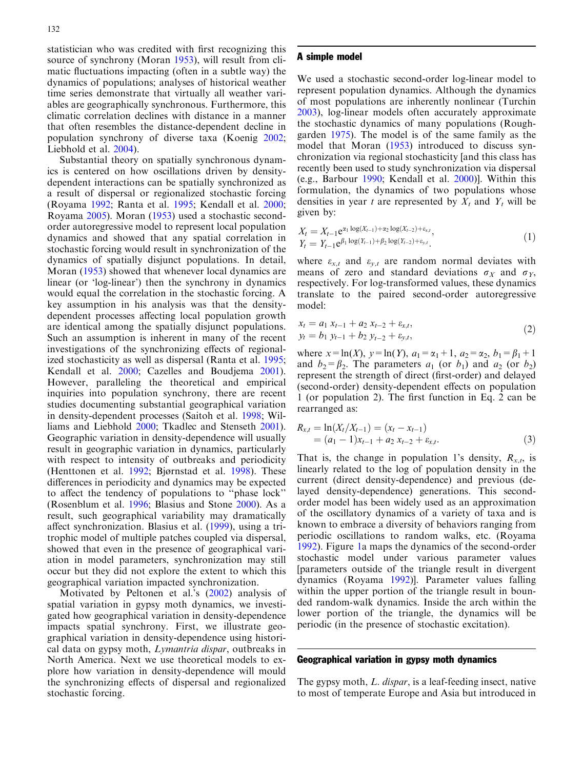statistician who was credited with first recognizing this source of synchrony (Moran 1953), will result from climatic fluctuations impacting (often in a subtle way) the dynamics of populations; analyses of historical weather time series demonstrate that virtually all weather variables are geographically synchronous. Furthermore, this climatic correlation declines with distance in a manner that often resembles the distance-dependent decline in population synchrony of diverse taxa (Koenig 2002; Liebhold et al. 2004).

Substantial theory on spatially synchronous dynamics is centered on how oscillations driven by density-dependent interactions can be spatially synchronized as a result of dispersal or regionalized stochastic forcing (Royama 1992; Ranta et al. 1995; Kendall et al. 2000; Royama 2005). Moran (1953) used a stochastic second-order autoregressive model to represent local population dynamics and showed that any spatial correlation in stochastic forcing would result in synchronization of the dynamics of spatially disjunct populations. In detail, Moran (1953) showed that whenever local dynamics are linear (or 'log-linear') then the synchrony in dynamics would equal the correlation in the stochastic forcing. A key assumption in his analysis was that the density-dependent processes affecting local population growth are identical among the spatially disjunct populations. Such an assumption is inherent in many of the recent investigations of the synchronizing effects of regionalized stochasticity as well as dispersal (Ranta et al. 1995; Kendall et al. 2000; Cazelles and Boudjema 2001). However, paralleling the theoretical and empirical inquiries into population synchrony, there are recent studies documenting substantial geographical variation in density-dependent processes (Saitoh et al. 1998; Williams and Liebhold 2000; Tkadlec and Stenseth 2001). Geographic variation in density-dependence will usually result in geographic variation in dynamics, particularly with respect to intensity of outbreaks and periodicity (Henttonen et al. 1992; Bjørnstad et al. 1998). These differences in periodicity and dynamics may be expected to affect the tendency of populations to "phase lock" (Rosenblum et al. 1996; Blasius and Stone 2000). As a result, such geographical variability may dramatically affect synchronization. Blasius et al. (1999), using a tritrophic model of multiple patches coupled via dispersal, showed that even in the presence of geographical variation in model parameters, synchronization may still occur but they did not explore the extent to which this geographical variation impacted synchronization.

Motivated by Peltonen et al.'s (2002) analysis of spatial variation in gypsy moth dynamics, we investigated how geographical variation in density-dependence impacts spatial synchrony. First, we illustrate geographical variation in density-dependence using historical data on gypsy moth, *Lymantria dispar*, outbreaks in North America. Next we use theoretical models to explore how variation in density-dependence will mould the synchronizing effects of dispersal and regionalized stochastic forcing.

## A simple model

We used a stochastic second-order log-linear model to represent population dynamics. Although the dynamics of most populations are inherently nonlinear (Turchin 2003), log-linear models often accurately approximate the stochastic dynamics of many populations (Roughgarden 1975). The model is of the same family as the model that Moran (1953) introduced to discuss synchronization via regional stochasticity [and this class has recently been used to study synchronization via dispersal (e.g., Barbour 1990; Kendall et al. 2000)]. Within this formulation, the dynamics of two populations whose densities in year $t$ are represented by $X_t$ and $Y_t$ will be given by:

$$X_t = X_{t-1} e^{\alpha_1 \log(X_{t-1}) + \alpha_2 \log(X_{t-2}) + \varepsilon_{x,t}},$$
$$Y_t = Y_{t-1} e^{\beta_1 \log(Y_{t-1}) + \beta_2 \log(Y_{t-2}) + \varepsilon_{y,t}}. \quad (1)$$

where $\varepsilon_{x,t}$ and $\varepsilon_{y,t}$ are random normal deviates with means of zero and standard deviations $\sigma_X$ and $\sigma_Y$, respectively. For log-transformed values, these dynamics translate to the paired second-order autoregressive model:

$$x_t = a_1 x_{t-1} + a_2 x_{t-2} + \varepsilon_{x,t},$$
$$y_t = b_1 y_{t-1} + b_2 y_{t-2} + \varepsilon_{y,t}, \quad (2)$$

where $x = \ln(X)$, $y = \ln(Y)$, $a_1 = \alpha_1 + 1$, $a_2 = \alpha_2$, $b_1 = \beta_1 + 1$ and $b_2 = \beta_2$. The parameters $a_1$ (or $b_1$) and $a_2$ (or $b_2$) represent the strength of direct (first-order) and delayed (second-order) density-dependent effects on population 1 (or population 2). The first function in Eq. 2 can be rearranged as:

$$R_{x,t} = \ln(X_t/X_{t-1}) = (x_t - x_{t-1})$$
$$= (a_1 - 1)x_{t-1} + a_2 x_{t-2} + \varepsilon_{x,t}. \quad (3)$$

That is, the change in population 1's density, $R_{x,t}$, is linearly related to the log of population density in the current (direct density-dependence) and previous (delayed density-dependence) generations. This second-order model has been widely used as an approximation of the oscillatory dynamics of a variety of taxa and is known to embrace a diversity of behaviors ranging from periodic oscillations to random walks, etc. (Royama 1992). Figure 1a maps the dynamics of the second-order stochastic model under various parameter values [parameters outside of the triangle result in divergent dynamics (Royama 1992)]. Parameter values falling within the upper portion of the triangle result in bounded random-walk dynamics. Inside the arch within the lower portion of the triangle, the dynamics will be periodic (in the presence of stochastic excitation).

## Geographical variation in gypsy moth dynamics

The gypsy moth, *L. dispar*, is a leaf-feeding insect, native to most of temperate Europe and Asia but introduced in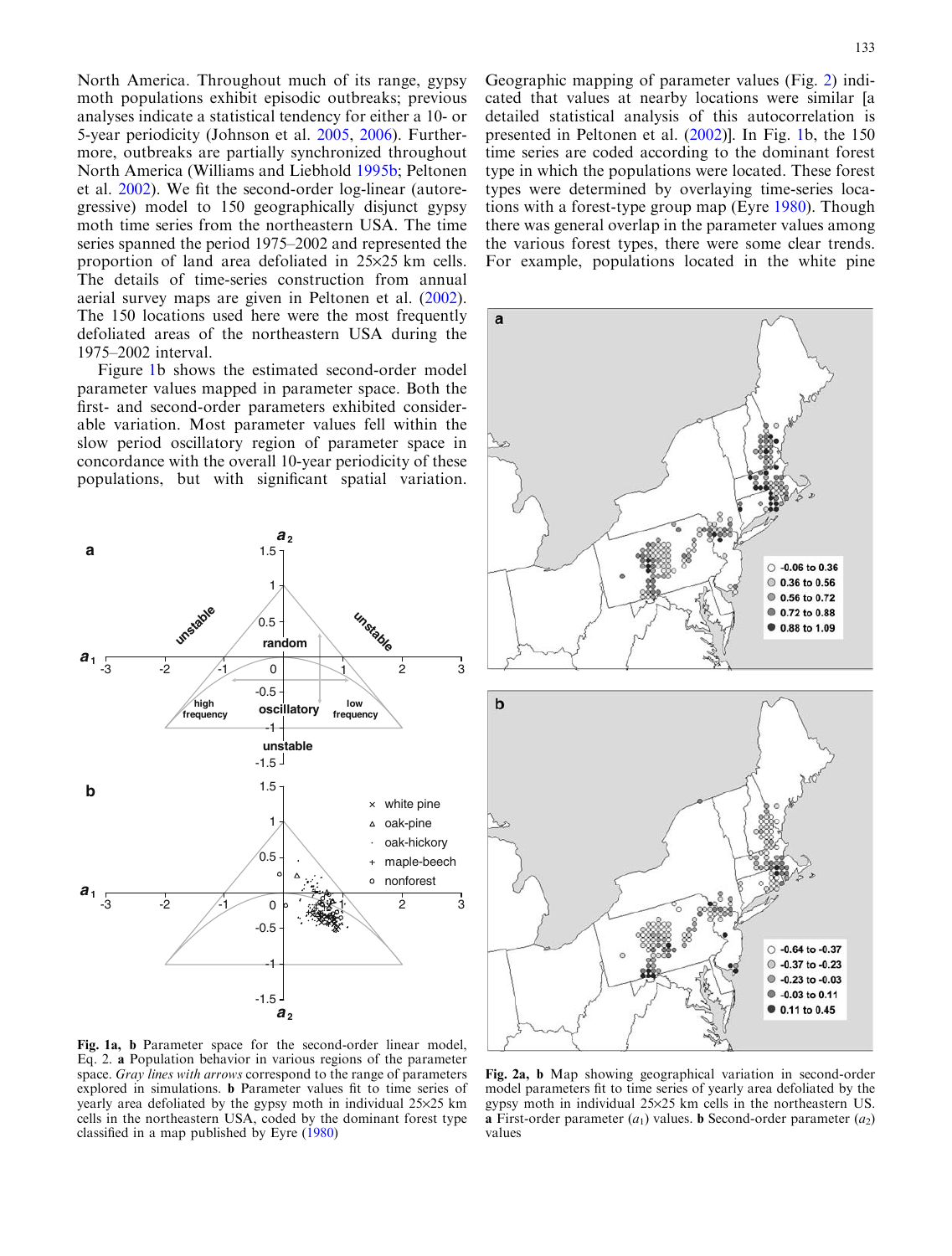North America. Throughout much of its range, gypsy moth populations exhibit episodic outbreaks; previous analyses indicate a statistical tendency for either a 10- or 5-year periodicity (Johnson et al. 2005, 2006). Furthermore, outbreaks are partially synchronized throughout North America (Williams and Liebhold 1995b; Peltonen et al. 2002). We fit the second-order log-linear (autoregressive) model to 150 geographically disjunct gypsy moth time series from the northeastern USA. The time series spanned the period 1975–2002 and represented the proportion of land area defoliated in 25×25 km cells. The details of time-series construction from annual aerial survey maps are given in Peltonen et al. (2002). The 150 locations used here were the most frequently defoliated areas of the northeastern USA during the 1975–2002 interval.

Figure 1b shows the estimated second-order model parameter values mapped in parameter space. Both the first- and second-order parameters exhibited considerable variation. Most parameter values fell within the slow period oscillatory region of parameter space in concordance with the overall 10-year periodicity of these populations, but with significant spatial variation. Geographic mapping of parameter values (Fig. 2) indicated that values at nearby locations were similar [a detailed statistical analysis of this autocorrelation is presented in Peltonen et al. (2002)]. In Fig. 1b, the 150 time series are coded according to the dominant forest type in which the populations were located. These forest types were determined by overlaying time-series locations with a forest-type group map (Eyre 1980). Though there was general overlap in the parameter values among the various forest types, there were some clear trends. For example, populations located in the white pine

**Fig. 1a, b** Parameter space for the second-order linear model, Eq. 2. **a** Population behavior in various regions of the parameter space. *Gray lines with arrows* correspond to the range of parameters explored in simulations. **b** Parameter values fit to time series of yearly area defoliated by the gypsy moth in individual 25×25 km cells in the northeastern USA, coded by the dominant forest type classified in a map published by Eyre (1980)

**Fig. 2a, b** Map showing geographical variation in second-order model parameters fit to time series of yearly area defoliated by the gypsy moth in individual 25×25 km cells in the northeastern US. **a** First-order parameter ($a_1$) values. **b** Second-order parameter ($a_2$) values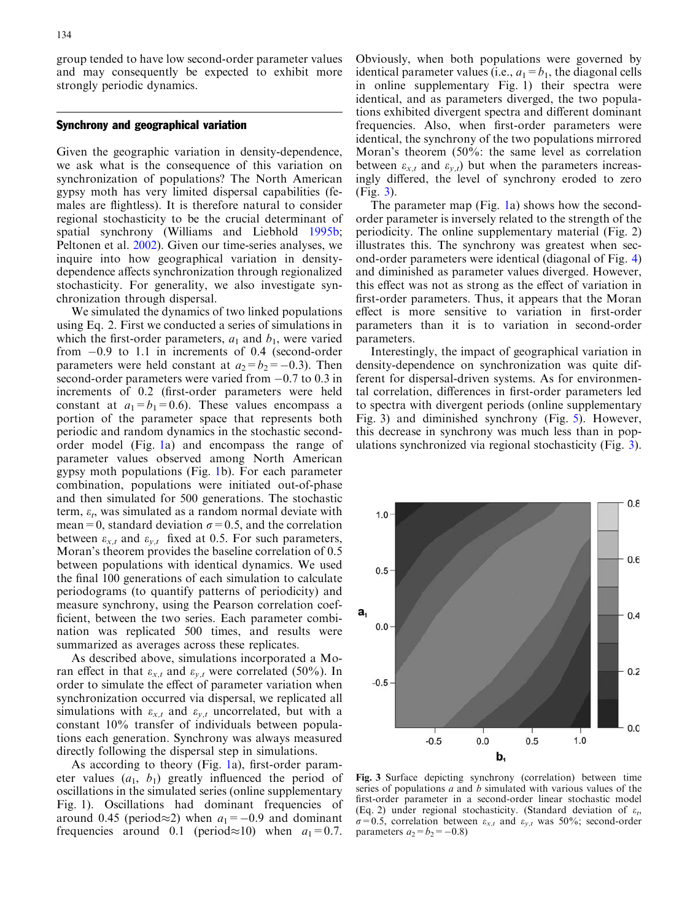group tended to have low second-order parameter values and may consequently be expected to exhibit more strongly periodic dynamics.

## Synchrony and geographical variation

Given the geographic variation in density-dependence, we ask what is the consequence of this variation on synchronization of populations? The North American gypsy moth has very limited dispersal capabilities (females are flightless). It is therefore natural to consider regional stochasticity to be the crucial determinant of spatial synchrony (Williams and Liebhold 1995b; Peltonen et al. 2002). Given our time-series analyses, we inquire into how geographical variation in density-dependence affects synchronization through regionalized stochasticity. For generality, we also investigate synchronization through dispersal.

We simulated the dynamics of two linked populations using Eq. 2. First we conducted a series of simulations in which the first-order parameters, $a_1$ and $b_1$, were varied from $-0.9$ to 1.1 in increments of 0.4 (second-order parameters were held constant at $a_2 = b_2 = -0.3$). Then second-order parameters were varied from $-0.7$ to 0.3 in increments of 0.2 (first-order parameters were held constant at $a_1 = b_1 = 0.6$). These values encompass a portion of the parameter space that represents both periodic and random dynamics in the stochastic second-order model (Fig. 1a) and encompass the range of parameter values observed among North American gypsy moth populations (Fig. 1b). For each parameter combination, populations were initiated out-of-phase and then simulated for 500 generations. The stochastic term, $\varepsilon_t$, was simulated as a random normal deviate with mean = 0, standard deviation $\sigma = 0.5$, and the correlation between $\varepsilon_{x,t}$ and $\varepsilon_{y,t}$ fixed at 0.5. For such parameters, Moran's theorem provides the baseline correlation of 0.5 between populations with identical dynamics. We used the final 100 generations of each simulation to calculate periodograms (to quantify patterns of periodicity) and measure synchrony, using the Pearson correlation coefficient, between the two series. Each parameter combination was replicated 500 times, and results were summarized as averages across these replicates.

As described above, simulations incorporated a Moran effect in that $\varepsilon_{x,t}$ and $\varepsilon_{y,t}$ were correlated (50%). In order to simulate the effect of parameter variation when synchronization occurred via dispersal, we replicated all simulations with $\varepsilon_{x,t}$ and $\varepsilon_{y,t}$ uncorrelated, but with a constant 10% transfer of individuals between populations each generation. Synchrony was always measured directly following the dispersal step in simulations.

As according to theory (Fig. 1a), first-order parameter values ($a_1$, $b_1$) greatly influenced the period of oscillations in the simulated series (online supplementary Fig. 1). Oscillations had dominant frequencies of around 0.45 (period≈2) when $a_1 = -0.9$ and dominant frequencies around 0.1 (period≈10) when $a_1 = 0.7$. Obviously, when both populations were governed by identical parameter values (i.e., $a_1 = b_1$, the diagonal cells in online supplementary Fig. 1) their spectra were identical, and as parameters diverged, the two populations exhibited divergent spectra and different dominant frequencies. Also, when first-order parameters were identical, the synchrony of the two populations mirrored Moran's theorem (50%: the same level as correlation between $\varepsilon_{x,t}$ and $\varepsilon_{y,t}$) but when the parameters increasingly differed, the level of synchrony eroded to zero (Fig. 3).

The parameter map (Fig. 1a) shows how the second-order parameter is inversely related to the strength of the periodicity. The online supplementary material (Fig. 2) illustrates this. The synchrony was greatest when second-order parameters were identical (diagonal of Fig. 4) and diminished as parameter values diverged. However, this effect was not as strong as the effect of variation in first-order parameters. Thus, it appears that the Moran effect is more sensitive to variation in first-order parameters than it is to variation in second-order parameters.

Interestingly, the impact of geographical variation in density-dependence on synchronization was quite different for dispersal-driven systems. As for environmental correlation, differences in first-order parameters led to spectra with divergent periods (online supplementary Fig. 3) and diminished synchrony (Fig. 5). However, this decrease in synchrony was much less than in populations synchronized via regional stochasticity (Fig. 3).

**Fig. 3** Surface depicting synchrony (correlation) between time series of populations *a* and *b* simulated with various values of the first-order parameter in a second-order linear stochastic model (Eq. 2) under regional stochasticity. (Standard deviation of $\varepsilon_t$, $\sigma = 0.5$, correlation between $\varepsilon_{x,t}$ and $\varepsilon_{y,t}$ was 50%; second-order parameters $a_2 = b_2 = -0.8$)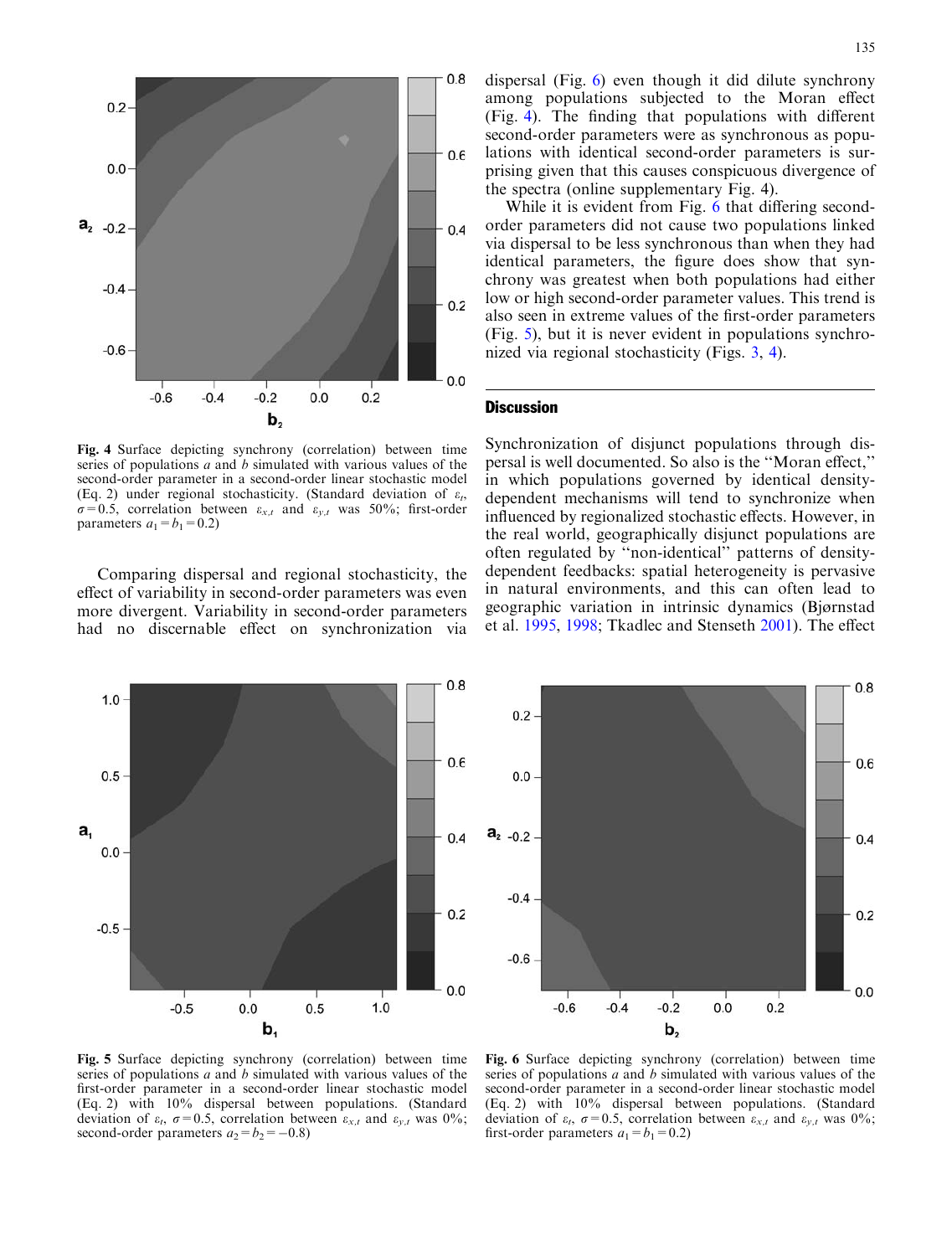Fig. 4 Surface depicting synchrony (correlation) between time series of populations $a$ and $b$ simulated with various values of the second-order parameter in a second-order linear stochastic model (Eq. 2) under regional stochasticity. (Standard deviation of $\varepsilon_t$, $\sigma = 0.5$, correlation between $\varepsilon_{x,t}$ and $\varepsilon_{y,t}$ was 50%; first-order parameters $a_1 = b_1 = 0.2$)

Comparing dispersal and regional stochasticity, the effect of variability in second-order parameters was even more divergent. Variability in second-order parameters had no discernable effect on synchronization via dispersal (Fig. 6) even though it did dilute synchrony among populations subjected to the Moran effect (Fig. 4). The finding that populations with different second-order parameters were as synchronous as populations with identical second-order parameters is surprising given that this causes conspicuous divergence of the spectra (online supplementary Fig. 4).

While it is evident from Fig. 6 that differing second-order parameters did not cause two populations linked via dispersal to be less synchronous than when they had identical parameters, the figure does show that synchrony was greatest when both populations had either low or high second-order parameter values. This trend is also seen in extreme values of the first-order parameters (Fig. 5), but it is never evident in populations synchronized via regional stochasticity (Figs. 3, 4).

## Discussion

Synchronization of disjunct populations through dispersal is well documented. So also is the "Moran effect," in which populations governed by identical density-dependent mechanisms will tend to synchronize when influenced by regionalized stochastic effects. However, in the real world, geographically disjunct populations are often regulated by "non-identical" patterns of density-dependent feedbacks: spatial heterogeneity is pervasive in natural environments, and this can often lead to geographic variation in intrinsic dynamics (Bjørnstad et al. 1995, 1998; Tkadlec and Stenseth 2001). The effect

Fig. 5 Surface depicting synchrony (correlation) between time series of populations $a$ and $b$ simulated with various values of the first-order parameter in a second-order linear stochastic model (Eq. 2) with 10% dispersal between populations. (Standard deviation of $\varepsilon_t$, $\sigma = 0.5$, correlation between $\varepsilon_{x,t}$ and $\varepsilon_{y,t}$ was 0%; second-order parameters $a_2 = b_2 = -0.8$)

Fig. 6 Surface depicting synchrony (correlation) between time series of populations $a$ and $b$ simulated with various values of the second-order parameter in a second-order linear stochastic model (Eq. 2) with 10% dispersal between populations. (Standard deviation of $\varepsilon_t$, $\sigma = 0.5$, correlation between $\varepsilon_{x,t}$ and $\varepsilon_{y,t}$ was 0%; first-order parameters $a_1 = b_1 = 0.2$)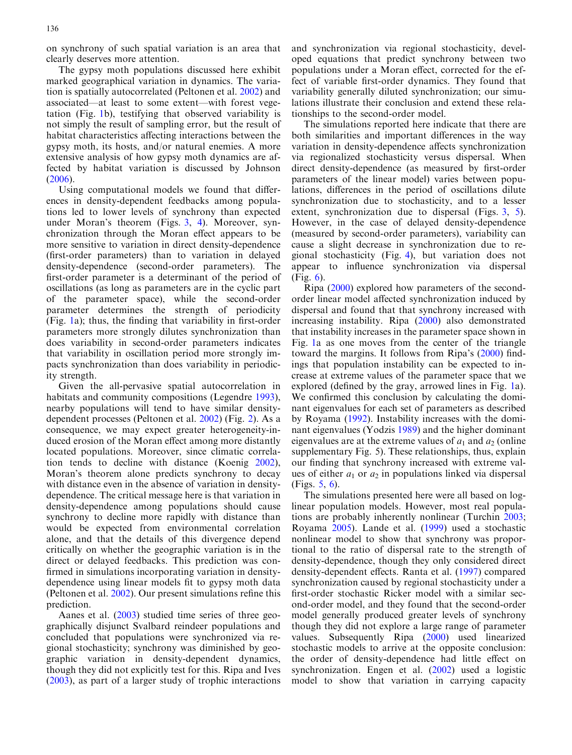on synchrony of such spatial variation is an area that clearly deserves more attention.

The gypsy moth populations discussed here exhibit marked geographical variation in dynamics. The variation is spatially autocorrelated (Peltonen et al. 2002) and associated—at least to some extent—with forest vegetation (Fig. 1b), testifying that observed variability is not simply the result of sampling error, but the result of habitat characteristics affecting interactions between the gypsy moth, its hosts, and/or natural enemies. A more extensive analysis of how gypsy moth dynamics are affected by habitat variation is discussed by Johnson (2006).

Using computational models we found that differences in density-dependent feedbacks among populations led to lower levels of synchrony than expected under Moran's theorem (Figs. 3, 4). Moreover, synchronization through the Moran effect appears to be more sensitive to variation in direct density-dependence (first-order parameters) than to variation in delayed density-dependence (second-order parameters). The first-order parameter is a determinant of the period of oscillations (as long as parameters are in the cyclic part of the parameter space), while the second-order parameter determines the strength of periodicity (Fig. 1a); thus, the finding that variability in first-order parameters more strongly dilutes synchronization than does variability in second-order parameters indicates that variability in oscillation period more strongly impacts synchronization than does variability in periodicity strength.

Given the all-pervasive spatial autocorrelation in habitats and community compositions (Legendre 1993), nearby populations will tend to have similar density-dependent processes (Peltonen et al. 2002) (Fig. 2). As a consequence, we may expect greater heterogeneity-induced erosion of the Moran effect among more distantly located populations. Moreover, since climatic correlation tends to decline with distance (Koenig 2002), Moran's theorem alone predicts synchrony to decay with distance even in the absence of variation in density-dependence. The critical message here is that variation in density-dependence among populations should cause synchrony to decline more rapidly with distance than would be expected from environmental correlation alone, and that the details of this divergence depend critically on whether the geographic variation is in the direct or delayed feedbacks. This prediction was confirmed in simulations incorporating variation in density-dependence using linear models fit to gypsy moth data (Peltonen et al. 2002). Our present simulations refine this prediction.

Aanes et al. (2003) studied time series of three geographically disjunct Svalbard reindeer populations and concluded that populations were synchronized via regional stochasticity; synchrony was diminished by geographic variation in density-dependent dynamics, though they did not explicitly test for this. Ripa and Ives (2003), as part of a larger study of trophic interactions and synchronization via regional stochasticity, developed equations that predict synchrony between two populations under a Moran effect, corrected for the effect of variable first-order dynamics. They found that variability generally diluted synchronization; our simulations illustrate their conclusion and extend these relationships to the second-order model.

The simulations reported here indicate that there are both similarities and important differences in the way variation in density-dependence affects synchronization via regionalized stochasticity versus dispersal. When direct density-dependence (as measured by first-order parameters of the linear model) varies between populations, differences in the period of oscillations dilute synchronization due to stochasticity, and to a lesser extent, synchronization due to dispersal (Figs. 3, 5). However, in the case of delayed density-dependence (measured by second-order parameters), variability can cause a slight decrease in synchronization due to regional stochasticity (Fig. 4), but variation does not appear to influence synchronization via dispersal (Fig. 6).

Ripa (2000) explored how parameters of the second-order linear model affected synchronization induced by dispersal and found that that synchrony increased with increasing instability. Ripa (2000) also demonstrated that instability increases in the parameter space shown in Fig. 1a as one moves from the center of the triangle toward the margins. It follows from Ripa's (2000) findings that population instability can be expected to increase at extreme values of the parameter space that we explored (defined by the gray, arrowed lines in Fig. 1a). We confirmed this conclusion by calculating the dominant eigenvalues for each set of parameters as described by Royama (1992). Instability increases with the dominant eigenvalues (Yodzis 1989) and the higher dominant eigenvalues are at the extreme values of $a_1$ and $a_2$ (online supplementary Fig. 5). These relationships, thus, explain our finding that synchrony increased with extreme values of either $a_1$ or $a_2$ in populations linked via dispersal (Figs. 5, 6).

The simulations presented here were all based on log-linear population models. However, most real populations are probably inherently nonlinear (Turchin 2003; Royama 2005). Lande et al. (1999) used a stochastic nonlinear model to show that synchrony was proportional to the ratio of dispersal rate to the strength of density-dependence, though they only considered direct density-dependent effects. Ranta et al. (1997) compared synchronization caused by regional stochasticity under a first-order stochastic Ricker model with a similar second-order model, and they found that the second-order model generally produced greater levels of synchrony though they did not explore a large range of parameter values. Subsequently Ripa (2000) used linearized stochastic models to arrive at the opposite conclusion: the order of density-dependence had little effect on synchronization. Engen et al. (2002) used a logistic model to show that variation in carrying capacity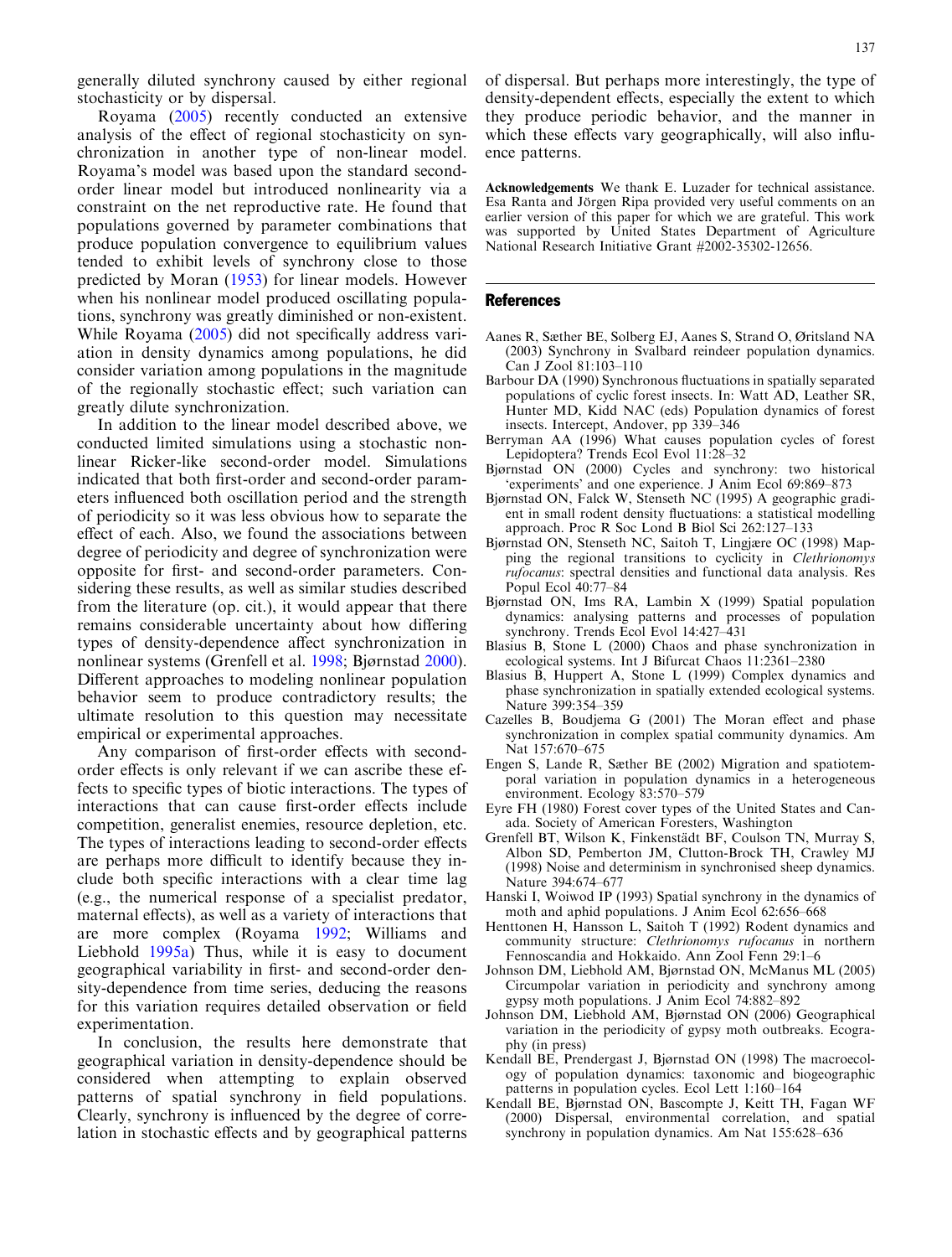generally diluted synchrony caused by either regional stochasticity or by dispersal.

Royama (2005) recently conducted an extensive analysis of the effect of regional stochasticity on synchronization in another type of non-linear model. Royama's model was based upon the standard second-order linear model but introduced nonlinearity via a constraint on the net reproductive rate. He found that populations governed by parameter combinations that produce population convergence to equilibrium values tended to exhibit levels of synchrony close to those predicted by Moran (1953) for linear models. However when his nonlinear model produced oscillating populations, synchrony was greatly diminished or non-existent. While Royama (2005) did not specifically address variation in density dynamics among populations, he did consider variation among populations in the magnitude of the regionally stochastic effect; such variation can greatly dilute synchronization.

In addition to the linear model described above, we conducted limited simulations using a stochastic nonlinear Ricker-like second-order model. Simulations indicated that both first-order and second-order parameters influenced both oscillation period and the strength of periodicity so it was less obvious how to separate the effect of each. Also, we found the associations between degree of periodicity and degree of synchronization were opposite for first- and second-order parameters. Considering these results, as well as similar studies described from the literature (op. cit.), it would appear that there remains considerable uncertainty about how differing types of density-dependence affect synchronization in nonlinear systems (Grenfell et al. 1998; Bjørnstad 2000). Different approaches to modeling nonlinear population behavior seem to produce contradictory results; the ultimate resolution to this question may necessitate empirical or experimental approaches.

Any comparison of first-order effects with second-order effects is only relevant if we can ascribe these effects to specific types of biotic interactions. The types of interactions that can cause first-order effects include competition, generalist enemies, resource depletion, etc. The types of interactions leading to second-order effects are perhaps more difficult to identify because they include both specific interactions with a clear time lag (e.g., the numerical response of a specialist predator, maternal effects), as well as a variety of interactions that are more complex (Royama 1992; Williams and Liebhold 1995a) Thus, while it is easy to document geographical variability in first- and second-order density-dependence from time series, deducing the reasons for this variation requires detailed observation or field experimentation.

In conclusion, the results here demonstrate that geographical variation in density-dependence should be considered when attempting to explain observed patterns of spatial synchrony in field populations. Clearly, synchrony is influenced by the degree of correlation in stochastic effects and by geographical patterns of dispersal. But perhaps more interestingly, the type of density-dependent effects, especially the extent to which they produce periodic behavior, and the manner in which these effects vary geographically, will also influence patterns.

**Acknowledgements** We thank E. Luzader for technical assistance. Esa Ranta and Jörgen Ripa provided very useful comments on an earlier version of this paper for which we are grateful. This work was supported by United States Department of Agriculture National Research Initiative Grant #2002-35302-12656.

## References

Aanes R, Sæther BE, Solberg EJ, Aanes S, Strand O, Øritsland NA (2003) Synchrony in Svalbard reindeer population dynamics. Can J Zool 81:103–110

Barbour DA (1990) Synchronous fluctuations in spatially separated populations of cyclic forest insects. In: Watt AD, Leather SR, Hunter MD, Kidd NAC (eds) Population dynamics of forest insects. Intercept, Andover, pp 339–346

Berryman AA (1996) What causes population cycles of forest Lepidoptera? Trends Ecol Evol 11:28–32

Bjørnstad ON (2000) Cycles and synchrony: two historical 'experiments' and one experience. J Anim Ecol 69:869–873

Bjørnstad ON, Falck W, Stenseth NC (1995) A geographic gradient in small rodent density fluctuations: a statistical modelling approach. Proc R Soc Lond B Biol Sci 262:127–133

Bjørnstad ON, Stenseth NC, Saitoh T, Lingjære OC (1998) Mapping the regional transitions to cyclicity in *Clethrionomys rufocanus*: spectral densities and functional data analysis. Res Popul Ecol 40:77–84

Bjørnstad ON, Ims RA, Lambin X (1999) Spatial population dynamics: analysing patterns and processes of population synchrony. Trends Ecol Evol 14:427–431

Blasius B, Stone L (2000) Chaos and phase synchronization in ecological systems. Int J Bifurcat Chaos 11:2361–2380

Blasius B, Huppert A, Stone L (1999) Complex dynamics and phase synchronization in spatially extended ecological systems. Nature 399:354–359

Cazelles B, Boudjema G (2001) The Moran effect and phase synchronization in complex spatial community dynamics. Am Nat 157:670–675

Engen S, Lande R, Sæther BE (2002) Migration and spatiotemporal variation in population dynamics in a heterogeneous environment. Ecology 83:570–579

Eyre FH (1980) Forest cover types of the United States and Canada. Society of American Foresters, Washington

Grenfell BT, Wilson K, Finkenstädt BF, Coulson TN, Murray S, Albon SD, Pemberton JM, Clutton-Brock TH, Crawley MJ (1998) Noise and determinism in synchronised sheep dynamics. Nature 394:674–677

Hanski I, Woiwod IP (1993) Spatial synchrony in the dynamics of moth and aphid populations. J Anim Ecol 62:656–668

Henttonen H, Hansson L, Saitoh T (1992) Rodent dynamics and community structure: *Clethrionomys rufocanus* in northern Fennoscandia and Hokkaido. Ann Zool Fenn 29:1–6

Johnson DM, Liebhold AM, Bjørnstad ON, McManus ML (2005) Circumpolar variation in periodicity and synchrony among gypsy moth populations. J Anim Ecol 74:882–892

Johnson DM, Liebhold AM, Bjørnstad ON (2006) Geographical variation in the periodicity of gypsy moth outbreaks. Ecography (in press)

Kendall BE, Prendergast J, Bjørnstad ON (1998) The macroecology of population dynamics: taxonomic and biogeographic patterns in population cycles. Ecol Lett 1:160–164

Kendall BE, Bjørnstad ON, Bascompte J, Keitt TH, Fagan WF (2000) Dispersal, environmental correlation, and spatial synchrony in population dynamics. Am Nat 155:628–636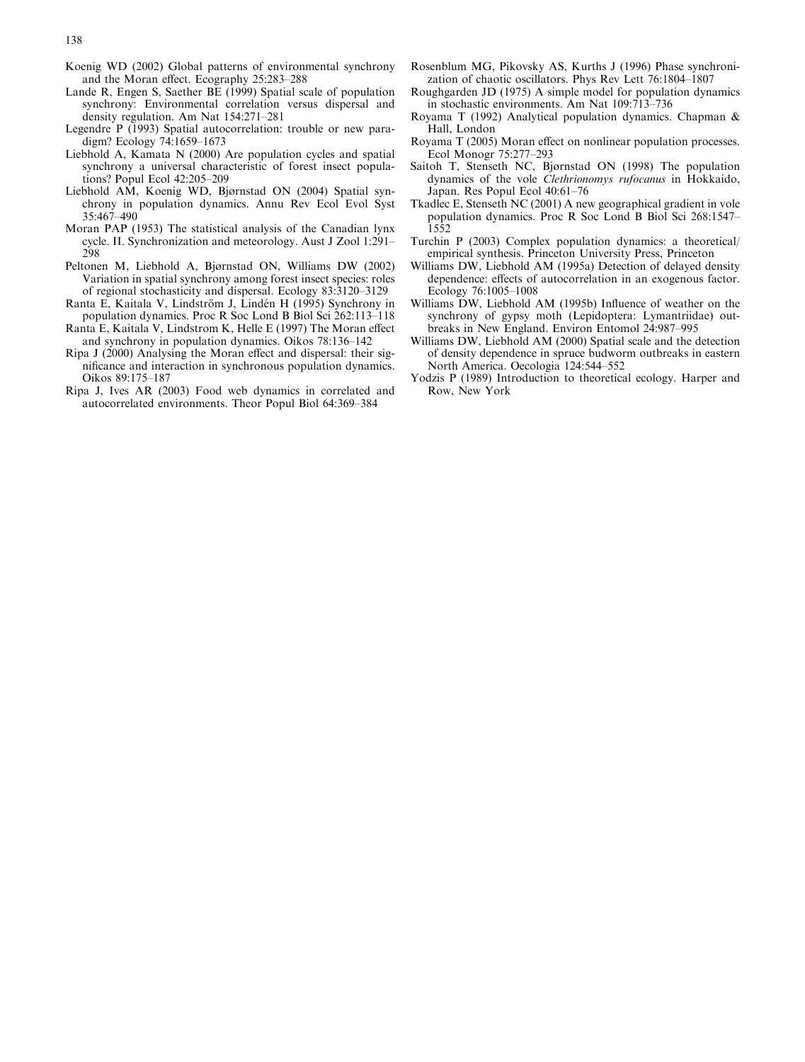Koenig WD (2002) Global patterns of environmental synchrony and the Moran effect. Ecography 25:283–288

Lande R, Engen S, Saether BE (1999) Spatial scale of population synchrony: Environmental correlation versus dispersal and density regulation. Am Nat 154:271–281

Legendre P (1993) Spatial autocorrelation: trouble or new paradigm? Ecology 74:1659–1673

Liebhold A, Kamata N (2000) Are population cycles and spatial synchrony a universal characteristic of forest insect populations? Popul Ecol 42:205–209

Liebhold AM, Koenig WD, Bjørnstad ON (2004) Spatial synchrony in population dynamics. Annu Rev Ecol Evol Syst 35:467–490

Moran PAP (1953) The statistical analysis of the Canadian lynx cycle. II. Synchronization and meteorology. Aust J Zool 1:291–298

Peltonen M, Liebhold A, Bjørnstad ON, Williams DW (2002) Variation in spatial synchrony among forest insect species: roles of regional stochasticity and dispersal. Ecology 83:3120–3129

Ranta E, Kaitala V, Lindström J, Lindén H (1995) Synchrony in population dynamics. Proc R Soc Lond B Biol Sci 262:113–118

Ranta E, Kaitala V, Lindstrom K, Helle E (1997) The Moran effect and synchrony in population dynamics. Oikos 78:136–142

Ripa J (2000) Analysing the Moran effect and dispersal: their significance and interaction in synchronous population dynamics. Oikos 89:175–187

Ripa J, Ives AR (2003) Food web dynamics in correlated and autocorrelated environments. Theor Popul Biol 64:369–384

Rosenblum MG, Pikovsky AS, Kurths J (1996) Phase synchronization of chaotic oscillators. Phys Rev Lett 76:1804–1807

Roughgarden JD (1975) A simple model for population dynamics in stochastic environments. Am Nat 109:713–736

Royama T (1992) Analytical population dynamics. Chapman & Hall, London

Royama T (2005) Moran effect on nonlinear population processes. Ecol Monogr 75:277–293

Saitoh T, Stenseth NC, Bjørnstad ON (1998) The population dynamics of the vole *Clethrionomys rufocanus* in Hokkaido, Japan. Res Popul Ecol 40:61–76

Tkadlec E, Stenseth NC (2001) A new geographical gradient in vole population dynamics. Proc R Soc Lond B Biol Sci 268:1547–1552

Turchin P (2003) Complex population dynamics: a theoretical/empirical synthesis. Princeton University Press, Princeton

Williams DW, Liebhold AM (1995a) Detection of delayed density dependence: effects of autocorrelation in an exogenous factor. Ecology 76:1005–1008

Williams DW, Liebhold AM (1995b) Influence of weather on the synchrony of gypsy moth (Lepidoptera: Lymantriidae) outbreaks in New England. Environ Entomol 24:987–995

Williams DW, Liebhold AM (2000) Spatial scale and the detection of density dependence in spruce budworm outbreaks in eastern North America. Oecologia 124:544–552

Yodzis P (1989) Introduction to theoretical ecology. Harper and Row, New York